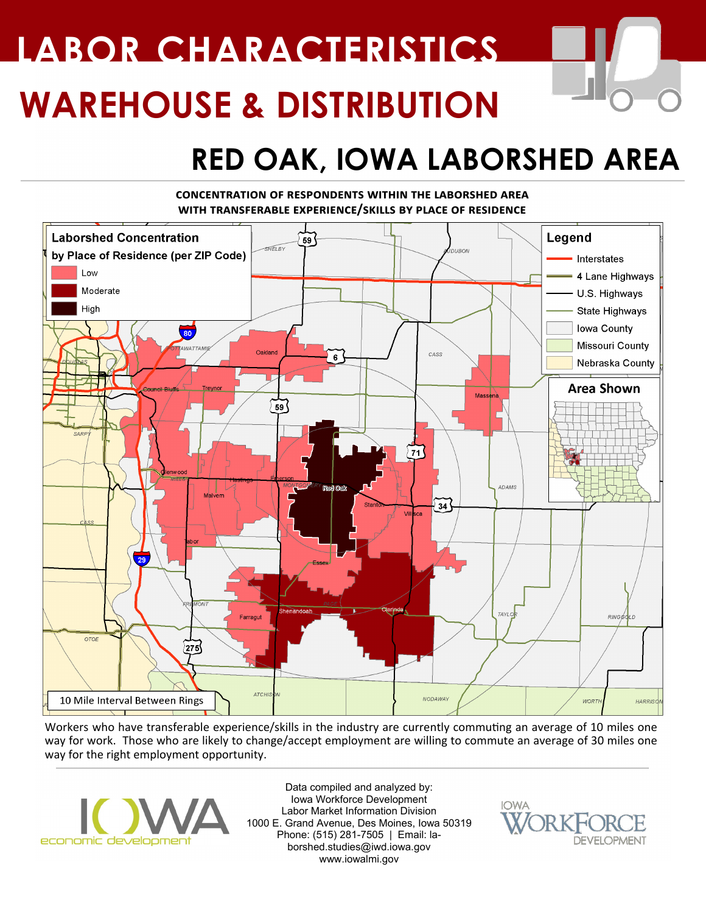# LABOR CHARACTERISTICS

# WAREHOUSE & DISTRIBUTION

## RED OAK, IOWA LABORSHED AREA

**CONCENTRATION OF RESPONDENTS WITHIN THE LABORSHED AREA WITH TRANSFERABLE EXPERIENCE/SKILLS BY PLACE OF RESIDENCE**

**Laborshed Concentration by Place of Residence (per ZIP Code)**
- Low
- Moderate
- High

**Legend**
- Interstates
- 4 Lane Highways
- U.S. Highways
- State Highways
- Iowa County
- Missouri County
- Nebraska County

**Area Shown**

10 Mile Interval Between Rings

Workers who have transferable experience/skills in the industry are currently commuting an average of 10 miles one way for work. Those who are likely to change/accept employment are willing to commute an average of 30 miles one way for the right employment opportunity.

IOWA economic development

Data compiled and analyzed by:
Iowa Workforce Development
Labor Market Information Division
1000 E. Grand Avenue, Des Moines, Iowa 50319
Phone: (515) 281-7505 | Email: laborshed.studies@iwd.iowa.gov
www.iowalmi.gov

IOWA WORKFORCE DEVELOPMENT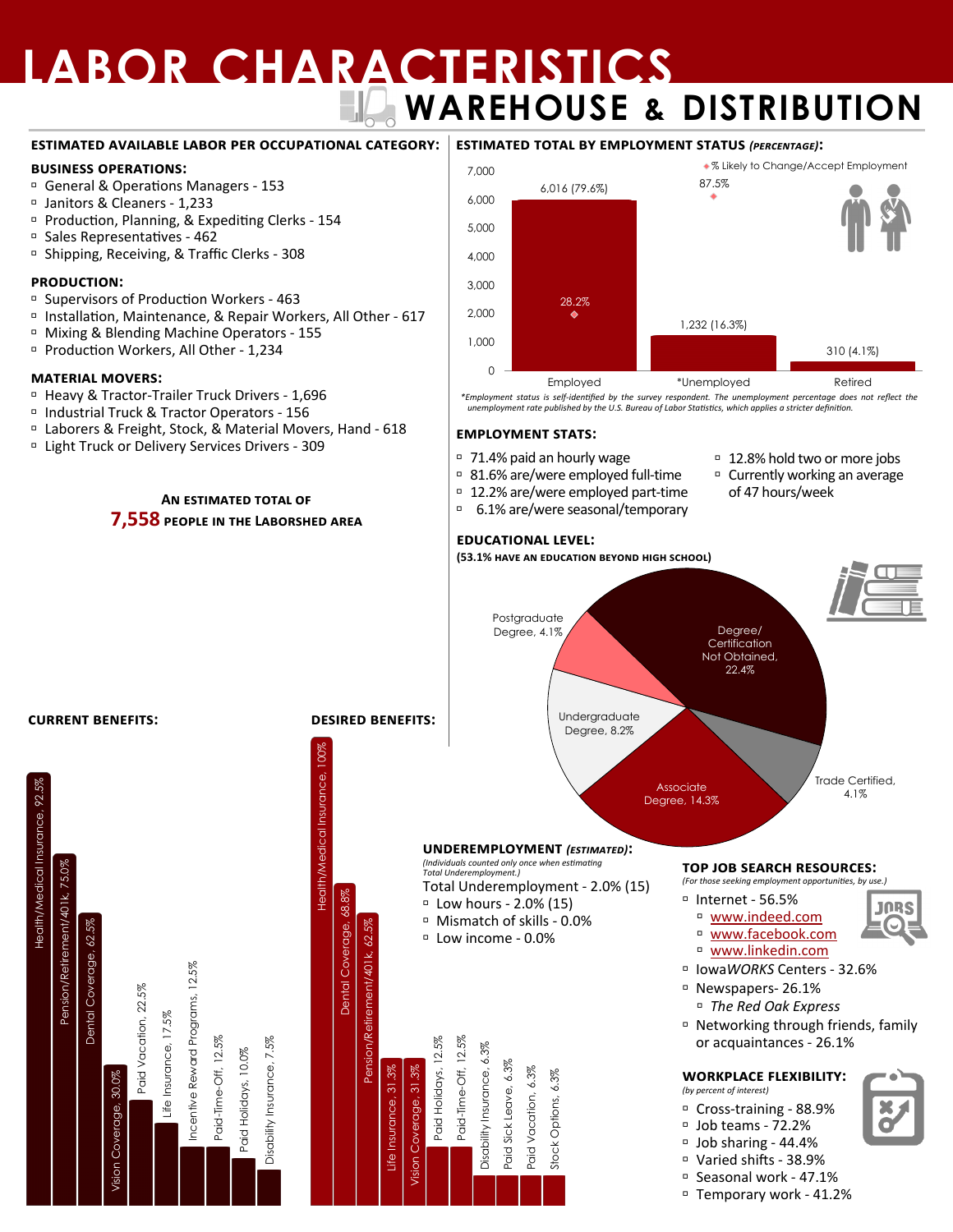# LABOR CHARACTERISTICS

## WAREHOUSE & DISTRIBUTION

### ESTIMATED AVAILABLE LABOR PER OCCUPATIONAL CATEGORY:

**BUSINESS OPERATIONS:**
- General & Operations Managers - 153
- Janitors & Cleaners - 1,233
- Production, Planning, & Expediting Clerks - 154
- Sales Representatives - 462
- Shipping, Receiving, & Traffic Clerks - 308

**PRODUCTION:**
- Supervisors of Production Workers - 463
- Installation, Maintenance, & Repair Workers, All Other - 617
- Mixing & Blending Machine Operators - 155
- Production Workers, All Other - 1,234

**MATERIAL MOVERS:**
- Heavy & Tractor-Trailer Truck Drivers - 1,696
- Industrial Truck & Tractor Operators - 156
- Laborers & Freight, Stock, & Material Movers, Hand - 618
- Light Truck or Delivery Services Drivers - 309

An estimated total of **7,558** people in the Laborshed area

### ESTIMATED TOTAL BY EMPLOYMENT STATUS *(PERCENTAGE)*:

| Status | Total | % Likely to Change/Accept Employment |
|---|---|---|
| Employed | 6,016 (79.6%) | 28.2% |
| *Unemployed | 1,232 (16.3%) | 87.5% |
| Retired | 310 (4.1%) | |

*Employment status is self-identified by the survey respondent. The unemployment percentage does not reflect the unemployment rate published by the U.S. Bureau of Labor Statistics, which applies a stricter definition.*

### EMPLOYMENT STATS:
- 71.4% paid an hourly wage
- 81.6% are/were employed full-time
- 12.2% are/were employed part-time
- 6.1% are/were seasonal/temporary
- 12.8% hold two or more jobs
- Currently working an average of 47 hours/week

### EDUCATIONAL LEVEL:
**(53.1% have an education beyond high school)**

- Postgraduate Degree, 4.1%
- Degree/Certification Not Obtained, 22.4%
- Undergraduate Degree, 8.2%
- Associate Degree, 14.3%
- Trade Certified, 4.1%

### CURRENT BENEFITS:

| Benefit | % |
|---|---|
| Health/Medical Insurance | 92.5% |
| Pension/Retirement/401k | 75.0% |
| Dental Coverage | 62.5% |
| Vision Coverage | 30.0% |
| Paid Vacation | 22.5% |
| Life Insurance | 17.5% |
| Incentive Reward Programs | 12.5% |
| Paid-Time-Off | 12.5% |
| Paid Holidays | 10.0% |
| Disability Insurance | 7.5% |

### DESIRED BENEFITS:

| Benefit | % |
|---|---|
| Health/Medical Insurance | 100% |
| Dental Coverage | 68.8% |
| Pension/Retirement/401k | 62.5% |
| Life Insurance | 31.3% |
| Vision Coverage | 31.3% |
| Paid Holidays | 12.5% |
| Paid-Time-Off | 12.5% |
| Disability Insurance | 6.3% |
| Paid Sick Leave | 6.3% |
| Paid Vacation | 6.3% |
| Stock Options | 6.3% |

### UNDEREMPLOYMENT *(ESTIMATED)*:
*(Individuals counted only once when estimating Total Underemployment.)*

Total Underemployment - 2.0% (15)
- Low hours - 2.0% (15)
- Mismatch of skills - 0.0%
- Low income - 0.0%

### TOP JOB SEARCH RESOURCES:
*(For those seeking employment opportunities, by use.)*
- Internet - 56.5%
  - www.indeed.com
  - www.facebook.com
  - www.linkedin.com
- Iowa*WORKS* Centers - 32.6%
- Newspapers- 26.1%
  - *The Red Oak Express*
- Networking through friends, family or acquaintances - 26.1%

### WORKPLACE FLEXIBILITY:
*(by percent of interest)*
- Cross-training - 88.9%
- Job teams - 72.2%
- Job sharing - 44.4%
- Varied shifts - 38.9%
- Seasonal work - 47.1%
- Temporary work - 41.2%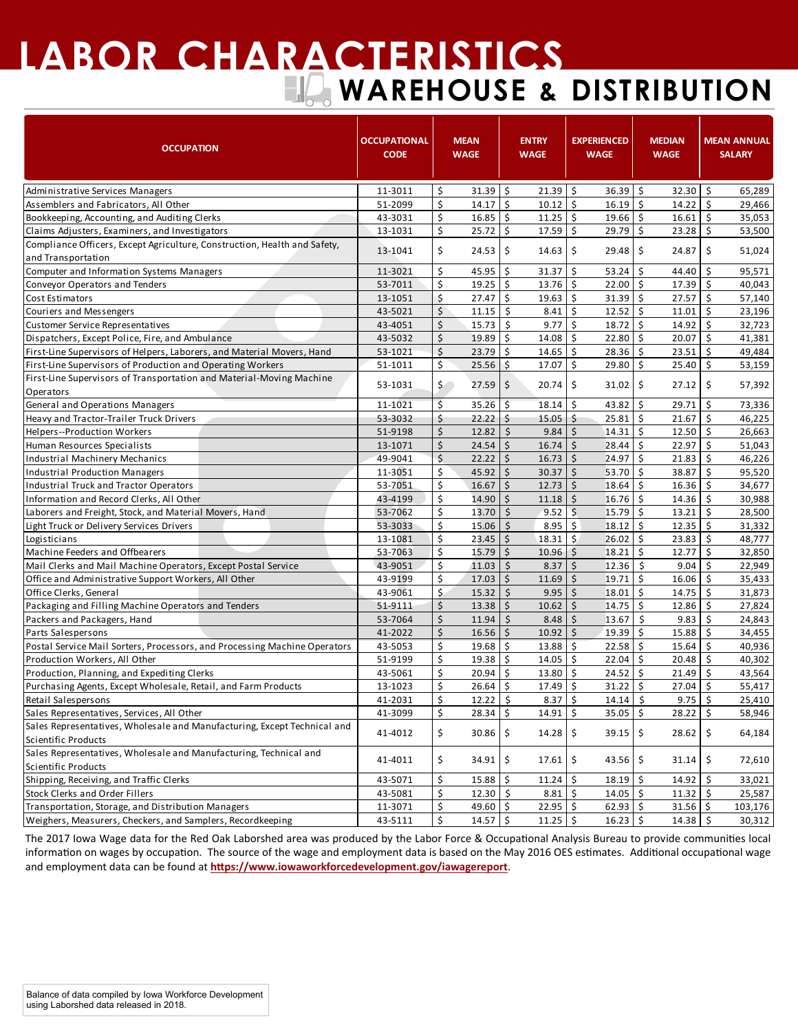# LABOR CHARACTERISTICS

## WAREHOUSE & DISTRIBUTION

| OCCUPATION | OCCUPATIONAL CODE | MEAN WAGE | ENTRY WAGE | EXPERIENCED WAGE | MEDIAN WAGE | MEAN ANNUAL SALARY |
|---|---|---|---|---|---|---|
| Administrative Services Managers | 11-3011 | $ 31.39 | $ 21.39 | $ 36.39 | $ 32.30 | $ 65,289 |
| Assemblers and Fabricators, All Other | 51-2099 | $ 14.17 | $ 10.12 | $ 16.19 | $ 14.22 | $ 29,466 |
| Bookkeeping, Accounting, and Auditing Clerks | 43-3031 | $ 16.85 | $ 11.25 | $ 19.66 | $ 16.61 | $ 35,053 |
| Claims Adjusters, Examiners, and Investigators | 13-1031 | $ 25.72 | $ 17.59 | $ 29.79 | $ 23.28 | $ 53,500 |
| Compliance Officers, Except Agriculture, Construction, Health and Safety, and Transportation | 13-1041 | $ 24.53 | $ 14.63 | $ 29.48 | $ 24.87 | $ 51,024 |
| Computer and Information Systems Managers | 11-3021 | $ 45.95 | $ 31.37 | $ 53.24 | $ 44.40 | $ 95,571 |
| Conveyor Operators and Tenders | 53-7011 | $ 19.25 | $ 13.76 | $ 22.00 | $ 17.39 | $ 40,043 |
| Cost Estimators | 13-1051 | $ 27.47 | $ 19.63 | $ 31.39 | $ 27.57 | $ 57,140 |
| Couriers and Messengers | 43-5021 | $ 11.15 | $ 8.41 | $ 12.52 | $ 11.01 | $ 23,196 |
| Customer Service Representatives | 43-4051 | $ 15.73 | $ 9.77 | $ 18.72 | $ 14.92 | $ 32,723 |
| Dispatchers, Except Police, Fire, and Ambulance | 43-5032 | $ 19.89 | $ 14.08 | $ 22.80 | $ 20.07 | $ 41,381 |
| First-Line Supervisors of Helpers, Laborers, and Material Movers, Hand | 53-1021 | $ 23.79 | $ 14.65 | $ 28.36 | $ 23.51 | $ 49,484 |
| First-Line Supervisors of Production and Operating Workers | 51-1011 | $ 25.56 | $ 17.07 | $ 29.80 | $ 25.40 | $ 53,159 |
| First-Line Supervisors of Transportation and Material-Moving Machine Operators | 53-1031 | $ 27.59 | $ 20.74 | $ 31.02 | $ 27.12 | $ 57,392 |
| General and Operations Managers | 11-1021 | $ 35.26 | $ 18.14 | $ 43.82 | $ 29.71 | $ 73,336 |
| Heavy and Tractor-Trailer Truck Drivers | 53-3032 | $ 22.22 | $ 15.05 | $ 25.81 | $ 21.67 | $ 46,225 |
| Helpers--Production Workers | 51-9198 | $ 12.82 | $ 9.84 | $ 14.31 | $ 12.50 | $ 26,663 |
| Human Resources Specialists | 13-1071 | $ 24.54 | $ 16.74 | $ 28.44 | $ 22.97 | $ 51,043 |
| Industrial Machinery Mechanics | 49-9041 | $ 22.22 | $ 16.73 | $ 24.97 | $ 21.83 | $ 46,226 |
| Industrial Production Managers | 11-3051 | $ 45.92 | $ 30.37 | $ 53.70 | $ 38.87 | $ 95,520 |
| Industrial Truck and Tractor Operators | 53-7051 | $ 16.67 | $ 12.73 | $ 18.64 | $ 16.36 | $ 34,677 |
| Information and Record Clerks, All Other | 43-4199 | $ 14.90 | $ 11.18 | $ 16.76 | $ 14.36 | $ 30,988 |
| Laborers and Freight, Stock, and Material Movers, Hand | 53-7062 | $ 13.70 | $ 9.52 | $ 15.79 | $ 13.21 | $ 28,500 |
| Light Truck or Delivery Services Drivers | 53-3033 | $ 15.06 | $ 8.95 | $ 18.12 | $ 12.35 | $ 31,332 |
| Logisticians | 13-1081 | $ 23.45 | $ 18.31 | $ 26.02 | $ 23.83 | $ 48,777 |
| Machine Feeders and Offbearers | 53-7063 | $ 15.79 | $ 10.96 | $ 18.21 | $ 12.77 | $ 32,850 |
| Mail Clerks and Mail Machine Operators, Except Postal Service | 43-9051 | $ 11.03 | $ 8.37 | $ 12.36 | $ 9.04 | $ 22,949 |
| Office and Administrative Support Workers, All Other | 43-9199 | $ 17.03 | $ 11.69 | $ 19.71 | $ 16.06 | $ 35,433 |
| Office Clerks, General | 43-9061 | $ 15.32 | $ 9.95 | $ 18.01 | $ 14.75 | $ 31,873 |
| Packaging and Filling Machine Operators and Tenders | 51-9111 | $ 13.38 | $ 10.62 | $ 14.75 | $ 12.86 | $ 27,824 |
| Packers and Packagers, Hand | 53-7064 | $ 11.94 | $ 8.48 | $ 13.67 | $ 9.83 | $ 24,843 |
| Parts Salespersons | 41-2022 | $ 16.56 | $ 10.92 | $ 19.39 | $ 15.88 | $ 34,455 |
| Postal Service Mail Sorters, Processors, and Processing Machine Operators | 43-5053 | $ 19.68 | $ 13.88 | $ 22.58 | $ 15.64 | $ 40,936 |
| Production Workers, All Other | 51-9199 | $ 19.38 | $ 14.05 | $ 22.04 | $ 20.48 | $ 40,302 |
| Production, Planning, and Expediting Clerks | 43-5061 | $ 20.94 | $ 13.80 | $ 24.52 | $ 21.49 | $ 43,564 |
| Purchasing Agents, Except Wholesale, Retail, and Farm Products | 13-1023 | $ 26.64 | $ 17.49 | $ 31.22 | $ 27.04 | $ 55,417 |
| Retail Salespersons | 41-2031 | $ 12.22 | $ 8.37 | $ 14.14 | $ 9.75 | $ 25,410 |
| Sales Representatives, Services, All Other | 41-3099 | $ 28.34 | $ 14.91 | $ 35.05 | $ 28.22 | $ 58,946 |
| Sales Representatives, Wholesale and Manufacturing, Except Technical and Scientific Products | 41-4012 | $ 30.86 | $ 14.28 | $ 39.15 | $ 28.62 | $ 64,184 |
| Sales Representatives, Wholesale and Manufacturing, Technical and Scientific Products | 41-4011 | $ 34.91 | $ 17.61 | $ 43.56 | $ 31.14 | $ 72,610 |
| Shipping, Receiving, and Traffic Clerks | 43-5071 | $ 15.88 | $ 11.24 | $ 18.19 | $ 14.92 | $ 33,021 |
| Stock Clerks and Order Fillers | 43-5081 | $ 12.30 | $ 8.81 | $ 14.05 | $ 11.32 | $ 25,587 |
| Transportation, Storage, and Distribution Managers | 11-3071 | $ 49.60 | $ 22.95 | $ 62.93 | $ 31.56 | $ 103,176 |
| Weighers, Measurers, Checkers, and Samplers, Recordkeeping | 43-5111 | $ 14.57 | $ 11.25 | $ 16.23 | $ 14.38 | $ 30,312 |

The 2017 Iowa Wage data for the Red Oak Laborshed area was produced by the Labor Force & Occupational Analysis Bureau to provide communities local information on wages by occupation. The source of the wage and employment data is based on the May 2016 OES estimates. Additional occupational wage and employment data can be found at **https://www.iowaworkforcedevelopment.gov/iawagereport**.

Balance of data compiled by Iowa Workforce Development using Laborshed data released in 2018.